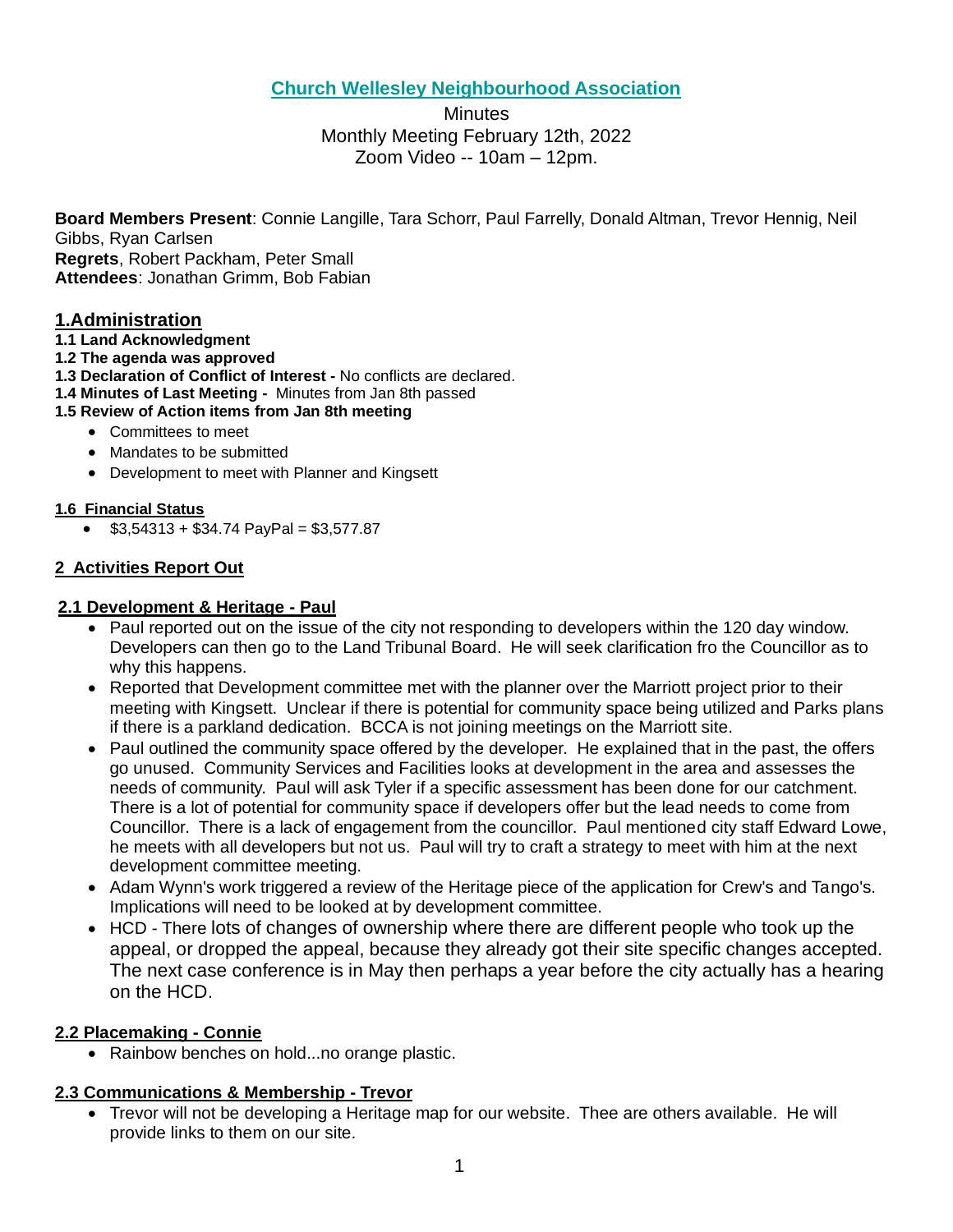# Church Wellesley Neighbourhood Association

Minutes
Monthly Meeting February 12th, 2022
Zoom Video -- 10am – 12pm.

**Board Members Present**: Connie Langille, Tara Schorr, Paul Farrelly, Donald Altman, Trevor Hennig, Neil Gibbs, Ryan Carlsen
**Regrets**, Robert Packham, Peter Small
**Attendees**: Jonathan Grimm, Bob Fabian

## 1.Administration

**1.1 Land Acknowledgment**
**1.2 The agenda was approved**
**1.3 Declaration of Conflict of Interest -** No conflicts are declared.
**1.4 Minutes of Last Meeting -** Minutes from Jan 8th passed
**1.5 Review of Action items from Jan 8th meeting**

- Committees to meet
- Mandates to be submitted
- Development to meet with Planner and Kingsett

### 1.6 Financial Status

- $3,54313 + $34.74 PayPal = $3,577.87

## 2 Activities Report Out

### 2.1 Development & Heritage - Paul

- Paul reported out on the issue of the city not responding to developers within the 120 day window. Developers can then go to the Land Tribunal Board. He will seek clarification fro the Councillor as to why this happens.
- Reported that Development committee met with the planner over the Marriott project prior to their meeting with Kingsett. Unclear if there is potential for community space being utilized and Parks plans if there is a parkland dedication. BCCA is not joining meetings on the Marriott site.
- Paul outlined the community space offered by the developer. He explained that in the past, the offers go unused. Community Services and Facilities looks at development in the area and assesses the needs of community. Paul will ask Tyler if a specific assessment has been done for our catchment. There is a lot of potential for community space if developers offer but the lead needs to come from Councillor. There is a lack of engagement from the councillor. Paul mentioned city staff Edward Lowe, he meets with all developers but not us. Paul will try to craft a strategy to meet with him at the next development committee meeting.
- Adam Wynn's work triggered a review of the Heritage piece of the application for Crew's and Tango's. Implications will need to be looked at by development committee.
- HCD - There lots of changes of ownership where there are different people who took up the appeal, or dropped the appeal, because they already got their site specific changes accepted. The next case conference is in May then perhaps a year before the city actually has a hearing on the HCD.

### 2.2 Placemaking - Connie

- Rainbow benches on hold...no orange plastic.

### 2.3 Communications & Membership - Trevor

- Trevor will not be developing a Heritage map for our website. Thee are others available. He will provide links to them on our site.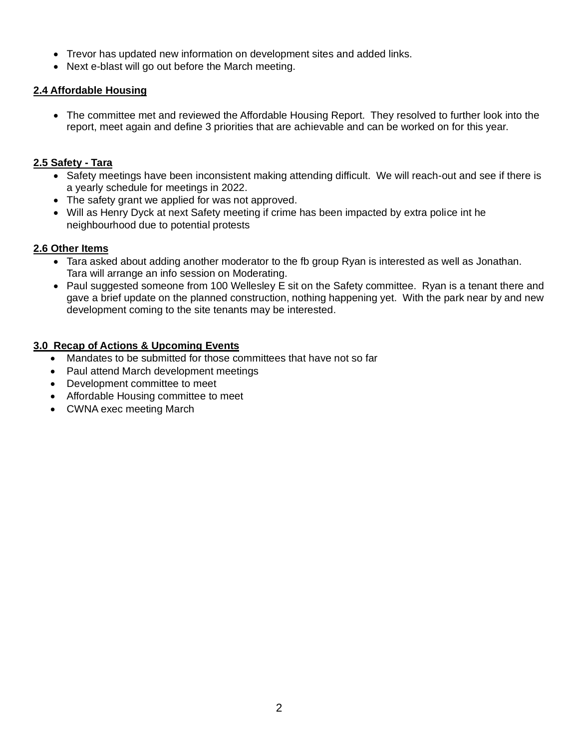- Trevor has updated new information on development sites and added links.
- Next e-blast will go out before the March meeting.

## 2.4 Affordable Housing

- The committee met and reviewed the Affordable Housing Report. They resolved to further look into the report, meet again and define 3 priorities that are achievable and can be worked on for this year.

## 2.5 Safety - Tara

- Safety meetings have been inconsistent making attending difficult. We will reach-out and see if there is a yearly schedule for meetings in 2022.
- The safety grant we applied for was not approved.
- Will as Henry Dyck at next Safety meeting if crime has been impacted by extra police int he neighbourhood due to potential protests

## 2.6 Other Items

- Tara asked about adding another moderator to the fb group Ryan is interested as well as Jonathan. Tara will arrange an info session on Moderating.
- Paul suggested someone from 100 Wellesley E sit on the Safety committee. Ryan is a tenant there and gave a brief update on the planned construction, nothing happening yet. With the park near by and new development coming to the site tenants may be interested.

## 3.0 Recap of Actions & Upcoming Events

- Mandates to be submitted for those committees that have not so far
- Paul attend March development meetings
- Development committee to meet
- Affordable Housing committee to meet
- CWNA exec meeting March